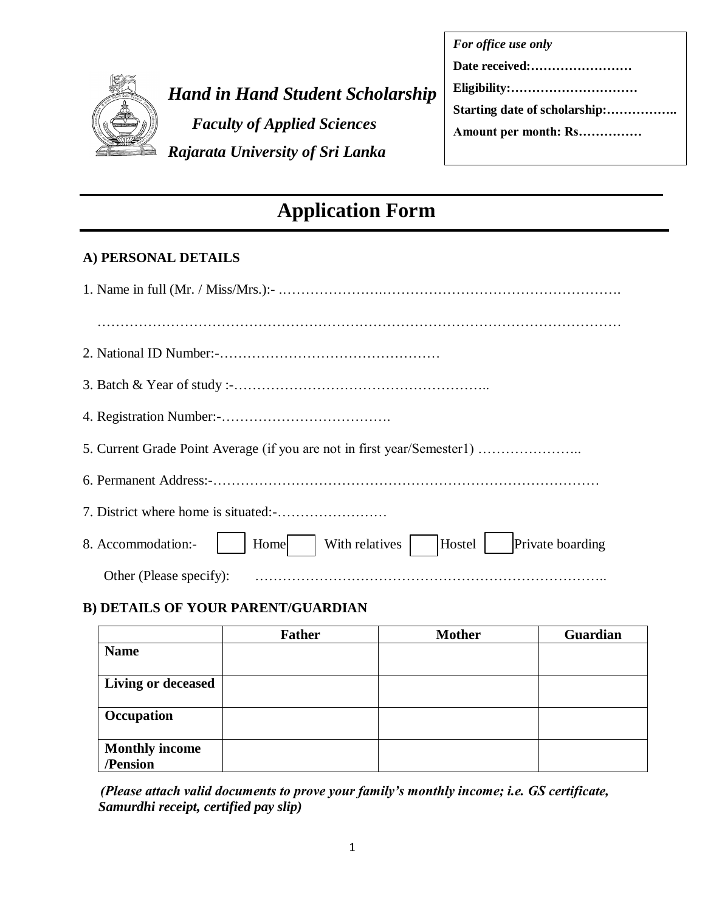*For office use only*

**Date received:……………………**

**Eligibility:…………………………**

**Starting date of scholarship:……………..**

**Amount per month: Rs……………**

***Hand in Hand Student Scholarship***

***Faculty of Applied Sciences***

***Rajarata University of Sri Lanka***

# Application Form

**A) PERSONAL DETAILS**

1. Name in full (Mr. / Miss/Mrs.):- ………………….…………………………………………….

…………………………………………….………………………………………………………

2. National ID Number:-…………………………………………

3. Batch & Year of study :-………………………………………………..

4. Registration Number:-……………………………….

5. Current Grade Point Average (if you are not in first year/Semester1) …………………..

6. Permanent Address:-…………………………………………………………………………

7. District where home is situated:-……………………

8. Accommodation:- ☐ Home ☐ With relatives ☐ Hostel ☐ Private boarding

Other (Please specify): …………………………………………………………………..

**B) DETAILS OF YOUR PARENT/GUARDIAN**

| | Father | Mother | Guardian |
|---|---|---|---|
| **Name** | | | |
| **Living or deceased** | | | |
| **Occupation** | | | |
| **Monthly income /Pension** | | | |

***(Please attach valid documents to prove your family's monthly income; i.e. GS certificate, Samurdhi receipt, certified pay slip)***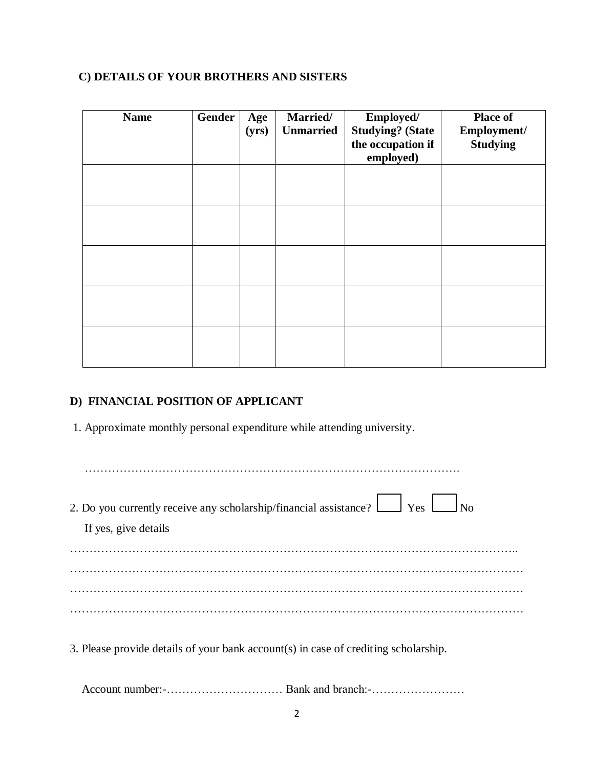### C) DETAILS OF YOUR BROTHERS AND SISTERS

| Name | Gender | Age (yrs) | Married/ Unmarried | Employed/ Studying? (State the occupation if employed) | Place of Employment/ Studying |
|---|---|---|---|---|---|
| | | | | | |
| | | | | | |
| | | | | | |
| | | | | | |
| | | | | | |

### D) FINANCIAL POSITION OF APPLICANT

1. Approximate monthly personal expenditure while attending university.

   ………………………………………………………………………………….

2. Do you currently receive any scholarship/financial assistance? ☐ Yes ☐ No

   If yes, give details

   ……………………………………………………………………………………………………..
   ………………………………………………………………………………………………………
   ………………………………………………………………………………………………………
   ………………………………………………………………………………………………………

3. Please provide details of your bank account(s) in case of crediting scholarship.

   Account number:-………………………… Bank and branch:-……………………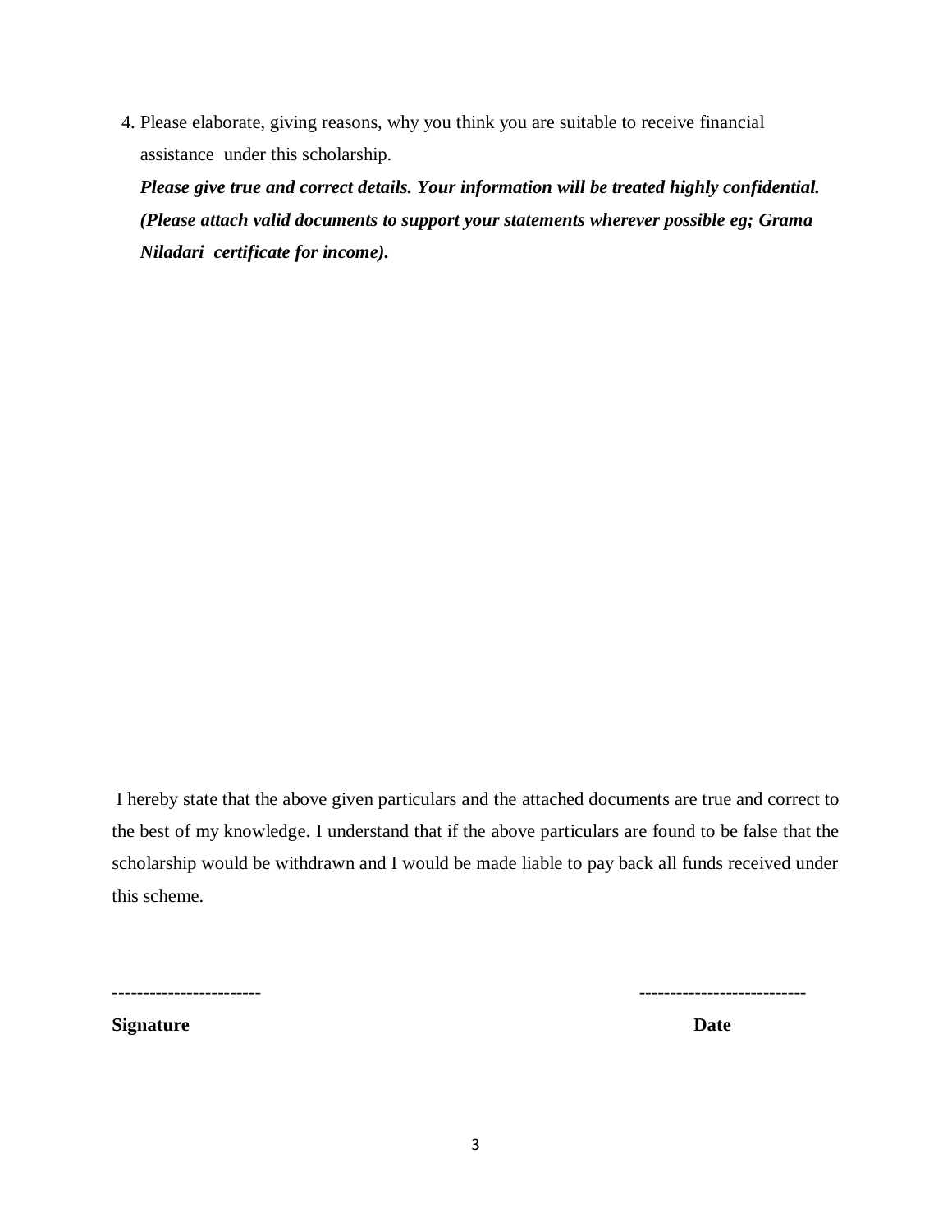4. Please elaborate, giving reasons, why you think you are suitable to receive financial assistance under this scholarship.
   ***Please give true and correct details. Your information will be treated highly confidential. (Please attach valid documents to support your statements wherever possible eg; Grama Niladari certificate for income).***

I hereby state that the above given particulars and the attached documents are true and correct to the best of my knowledge. I understand that if the above particulars are found to be false that the scholarship would be withdrawn and I would be made liable to pay back all funds received under this scheme.

------------------------ ---------------------------

**Signature** **Date**